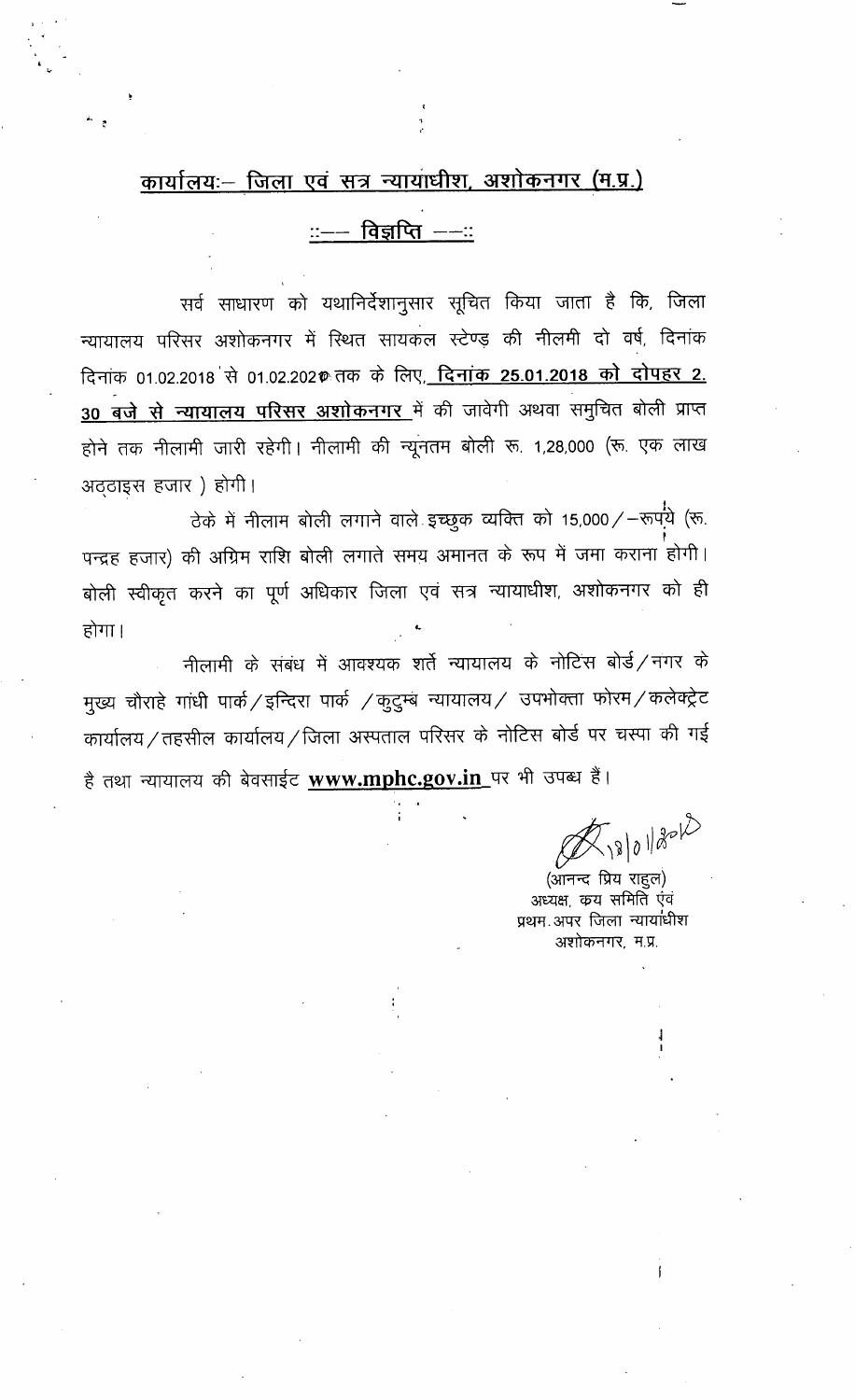## कार्यालयः– जिला एवं सत्र न्यायाधीश, अशोकनगर (म.प्र.)

### ::—— विज्ञप्ति ——::

सर्व साधारण को यथानिर्देशानुसार सूचित किया जाता है कि, जिला न्यायालय परिसर अशोकनगर में स्थित सायकल स्टेण्ड की नीलमी दो वर्ष, दिनांक दिनांक 01.02.2018 से 01.02.2020 तक के लिए, **दिनांक 25.01.2018 को दोपहर 2. 30 बजे से न्यायालय परिसर अशोकनगर** में की जावेगी अथवा समुचित बोली प्राप्त होने तक नीलामी जारी रहेगी। नीलामी की न्यूनतम बोली रू. 1,28,000 (रू. एक लाख अठ्ठाइस हजार ) होगी।

ठेके में नीलाम बोली लगाने वाले इच्छुक व्यक्ति को 15,000/–रूपये (रू. पन्द्रह हजार) की अग्रिम राशि बोली लगाते समय अमानत के रूप में जमा कराना होगी। बोली स्वीकृत करने का पूर्ण अधिकार जिला एवं सत्र न्यायाधीश, अशोकनगर को ही होगा।

नीलामी के संबंध में आवश्यक शर्ते न्यायालय के नोटिस बोर्ड/नगर के मुख्य चौराहे गांधी पार्क/इन्दिरा पार्क /कुटुम्ब न्यायालय/ उपभोक्ता फोरम/कलेक्ट्रेट कार्यालय/तहसील कार्यालय/जिला अस्पताल परिसर के नोटिस बोर्ड पर चस्पा की गई है तथा न्यायालय की बेवसाईट **www.mphc.gov.in** पर भी उपब्ध हैं।

18/01/2018

(आनन्द प्रिय राहुल)
अध्यक्ष, क्रय समिति एंवं
प्रथम अपर जिला न्यायाधीश
अशोकनगर, म.प्र.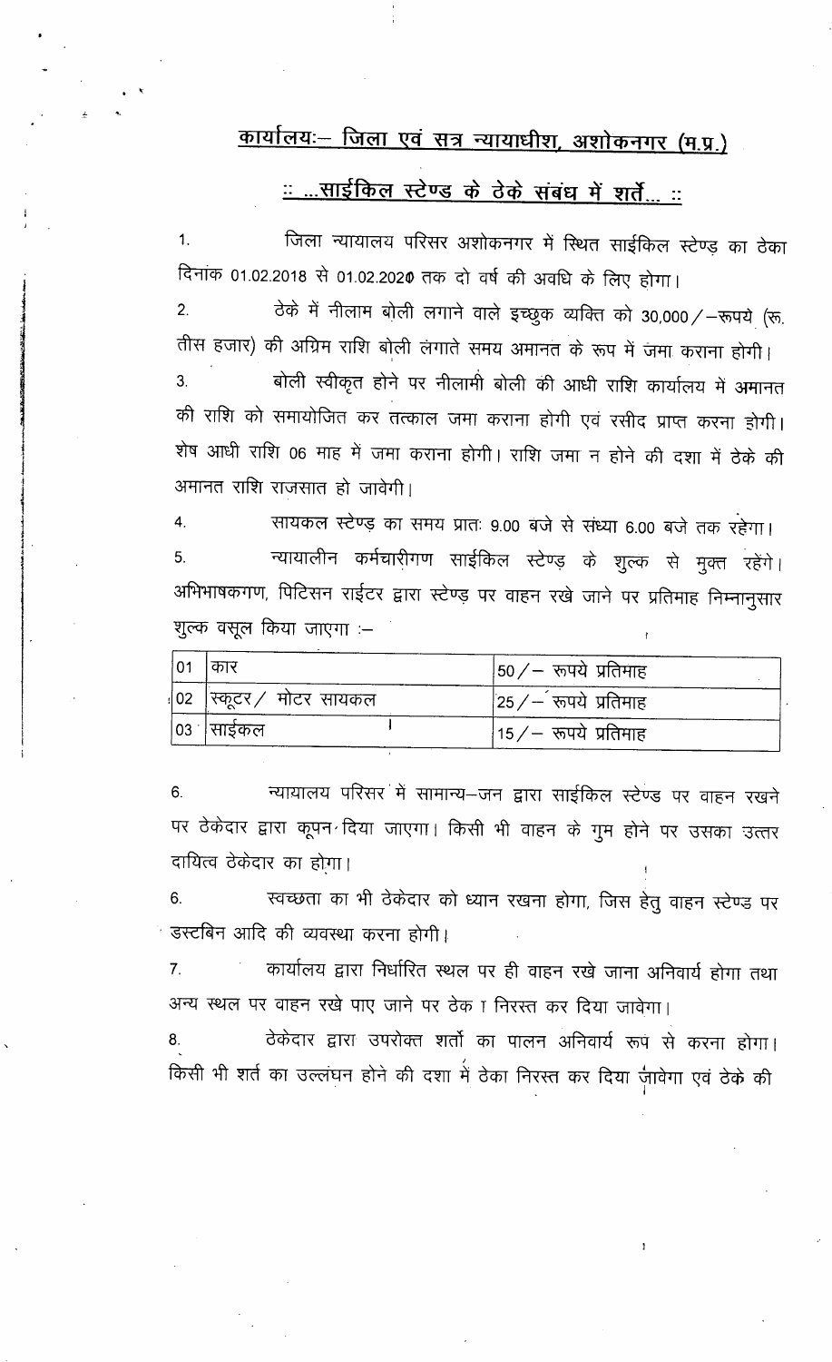## कार्यालयः– जिला एवं सत्र न्यायाधीश, अशोकनगर (म.प्र.)

## :: ...साईकिल स्टेण्ड के ठेके संबंध में शर्तें... ::

1. जिला न्यायालय परिसर अशोकनगर में स्थित साईकिल स्टेण्ड़ का ठेका दिनांक 01.02.2018 से 01.02.2020 तक दो वर्ष की अवधि के लिए होगा।

2. ठेके में नीलाम बोली लगाने वाले इच्छुक व्यक्ति को 30,000/–रूपये (रू. तीस हजार) की अग्रिम राशि बोली लगाते समय अमानत के रूप में जमा कराना होगी।

3. बोली स्वीकृत होने पर नीलामी बोली की आधी राशि कार्यालय में अमानत की राशि को समायोजित कर तत्काल जमा कराना होगी एवं रसीद प्राप्त करना होगी। शेष आधी राशि 06 माह में जमा कराना होगी। राशि जमा न होने की दशा में ठेके की अमानत राशि राजसात हो जावेगी।

4. सायकल स्टेण्ड का समय प्रातः 9.00 बजे से संध्या 6.00 बजे तक रहेगा।

5. न्यायालीन कर्मचारीगण साईकिल स्टेण्ड़ के शुल्क से मुक्त रहेंगे। अभिभाषकगण, पिटिसन राईटर द्वारा स्टेण्ड़ पर वाहन रखे जाने पर प्रतिमाह निम्नानुसार शुल्क वसूल किया जाएगा :–

| | | |
|---|---|---|
| 01 | कार | 50/– रूपये प्रतिमाह |
| 02 | स्कूटर/ मोटर सायकल | 25/– रूपये प्रतिमाह |
| 03 | साईकल | 15/– रूपये प्रतिमाह |

6. न्यायालय परिसर में सामान्य–जन द्वारा साईकिल स्टेण्ड पर वाहन रखने पर ठेकेदार द्वारा कूपन दिया जाएगा। किसी भी वाहन के गुम होने पर उसका उत्तर दायित्व ठेकेदार का होगा।

6. स्वच्छता का भी ठेकेदार को ध्यान रखना होगा, जिस हेतु वाहन स्टेण्ड पर डस्टबिन आदि की व्यवस्था करना होगी।

7. कार्यालय द्वारा निर्धारित स्थल पर ही वाहन रखे जाना अनिवार्य होगा तथा अन्य स्थल पर वाहन रखे पाए जाने पर ठेका निरस्त कर दिया जावेगा।

8. ठेकेदार द्वारा उपरोक्त शर्तो का पालन अनिवार्य रूप से करना होगा। किसी भी शर्त का उल्लंघन होने की दशा में ठेका निरस्त कर दिया जावेगा एवं ठेके की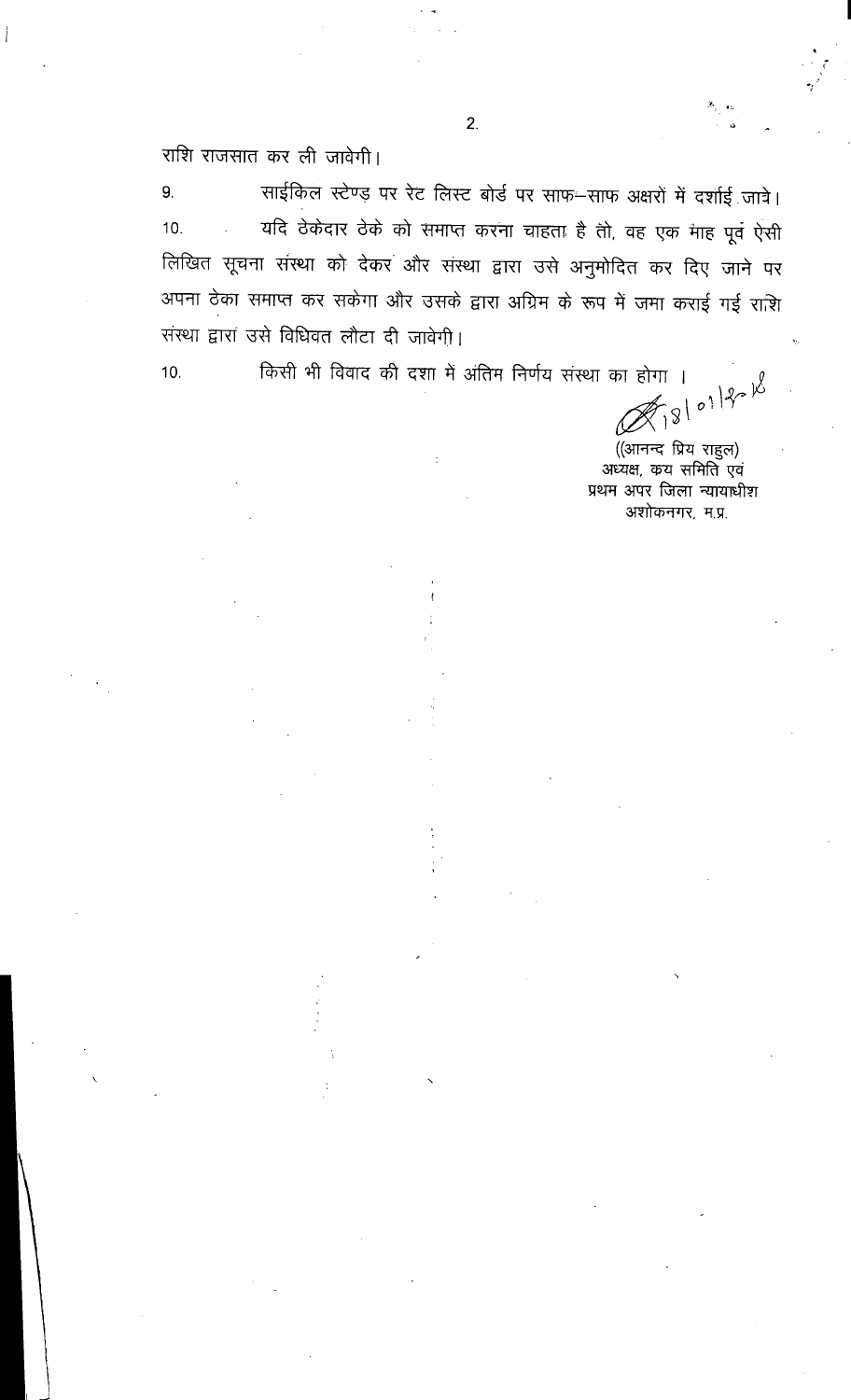राशि राजसात कर ली जावेगी।

9. साईकिल स्टेण्ड पर रेट लिस्ट बोर्ड पर साफ–साफ अक्षरों में दर्शाई जावे।

10. यदि ठेकेदार ठेके को समाप्त करना चाहता है तो, वह एक माह पूर्व ऐसी लिखित सूचना संस्था को देकर और संस्था द्वारा उसे अनुमोदित कर दिए जाने पर अपना ठेका समाप्त कर सकेगा और उसके द्वारा अग्रिम के रूप में जमा कराई गई राशि संस्था द्वारा उसे विधिवत लौटा दी जावेगी।

10. किसी भी विवाद की दशा में अंतिम निर्णय संस्था का होगा ।

18/01/2018

((आनन्द प्रिय राहुल)
अध्यक्ष, क्रय समिति एवं
प्रथम अपर जिला न्यायाधीश
अशोकनगर, म.प्र.